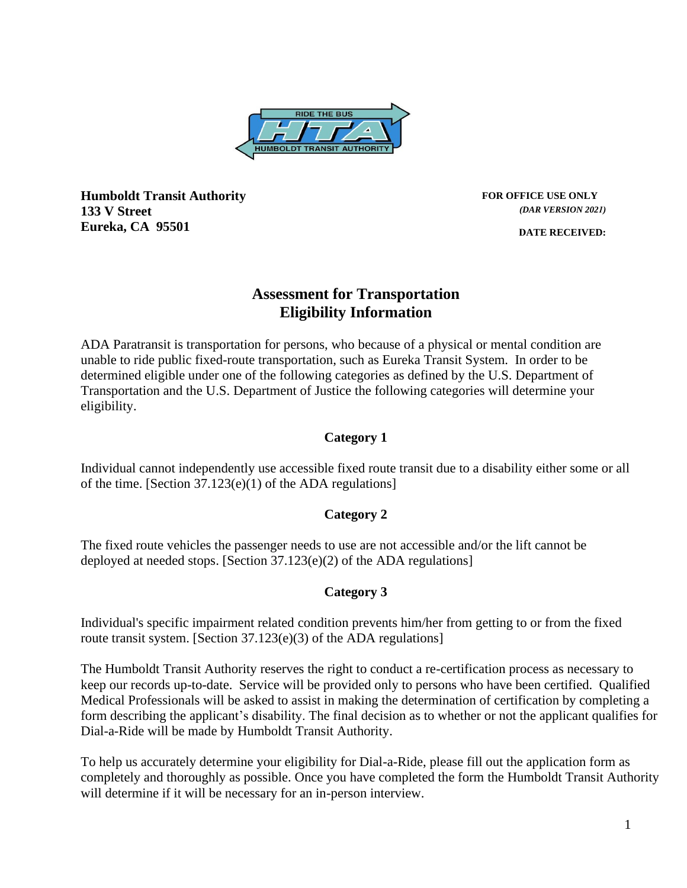**Humboldt Transit Authority**
**133 V Street**
**Eureka, CA 95501**

**FOR OFFICE USE ONLY**
***(DAR VERSION 2021)***

**DATE RECEIVED:**

# Assessment for Transportation Eligibility Information

ADA Paratransit is transportation for persons, who because of a physical or mental condition are unable to ride public fixed-route transportation, such as Eureka Transit System. In order to be determined eligible under one of the following categories as defined by the U.S. Department of Transportation and the U.S. Department of Justice the following categories will determine your eligibility.

### Category 1

Individual cannot independently use accessible fixed route transit due to a disability either some or all of the time. [Section 37.123(e)(1) of the ADA regulations]

### Category 2

The fixed route vehicles the passenger needs to use are not accessible and/or the lift cannot be deployed at needed stops. [Section 37.123(e)(2) of the ADA regulations]

### Category 3

Individual's specific impairment related condition prevents him/her from getting to or from the fixed route transit system. [Section 37.123(e)(3) of the ADA regulations]

The Humboldt Transit Authority reserves the right to conduct a re-certification process as necessary to keep our records up-to-date. Service will be provided only to persons who have been certified. Qualified Medical Professionals will be asked to assist in making the determination of certification by completing a form describing the applicant's disability. The final decision as to whether or not the applicant qualifies for Dial-a-Ride will be made by Humboldt Transit Authority.

To help us accurately determine your eligibility for Dial-a-Ride, please fill out the application form as completely and thoroughly as possible. Once you have completed the form the Humboldt Transit Authority will determine if it will be necessary for an in-person interview.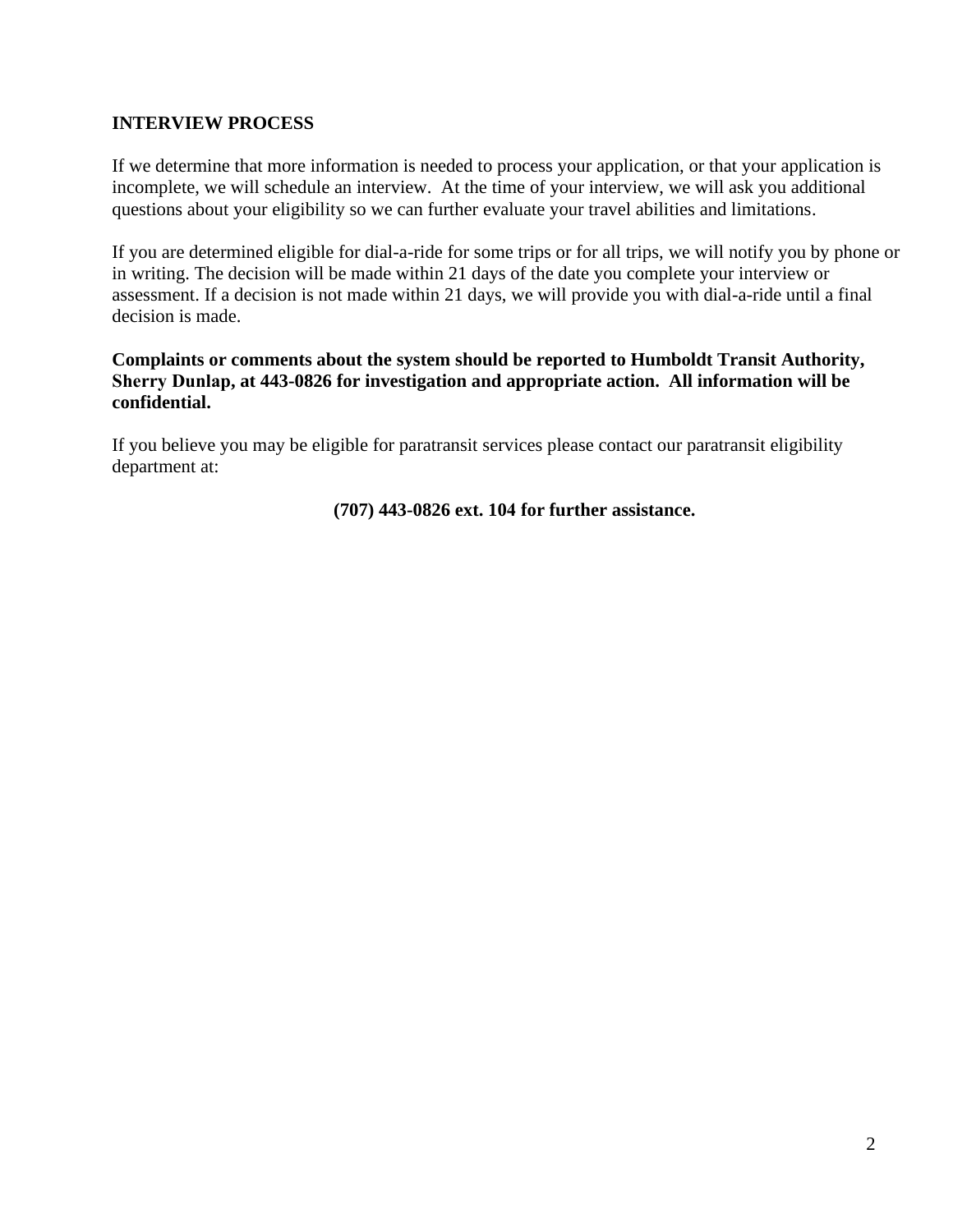## INTERVIEW PROCESS

If we determine that more information is needed to process your application, or that your application is incomplete, we will schedule an interview. At the time of your interview, we will ask you additional questions about your eligibility so we can further evaluate your travel abilities and limitations.

If you are determined eligible for dial-a-ride for some trips or for all trips, we will notify you by phone or in writing. The decision will be made within 21 days of the date you complete your interview or assessment. If a decision is not made within 21 days, we will provide you with dial-a-ride until a final decision is made.

**Complaints or comments about the system should be reported to Humboldt Transit Authority, Sherry Dunlap, at 443-0826 for investigation and appropriate action. All information will be confidential.**

If you believe you may be eligible for paratransit services please contact our paratransit eligibility department at:

**(707) 443-0826 ext. 104 for further assistance.**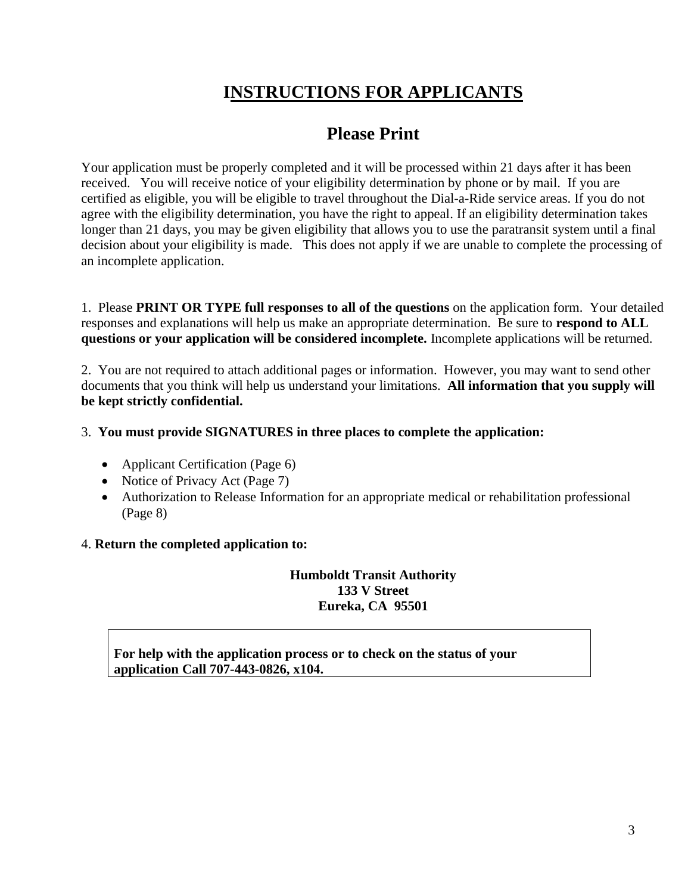# INSTRUCTIONS FOR APPLICANTS

## Please Print

Your application must be properly completed and it will be processed within 21 days after it has been received. You will receive notice of your eligibility determination by phone or by mail. If you are certified as eligible, you will be eligible to travel throughout the Dial-a-Ride service areas. If you do not agree with the eligibility determination, you have the right to appeal. If an eligibility determination takes longer than 21 days, you may be given eligibility that allows you to use the paratransit system until a final decision about your eligibility is made. This does not apply if we are unable to complete the processing of an incomplete application.

1. Please **PRINT OR TYPE full responses to all of the questions** on the application form. Your detailed responses and explanations will help us make an appropriate determination. Be sure to **respond to ALL questions or your application will be considered incomplete.** Incomplete applications will be returned.

2. You are not required to attach additional pages or information. However, you may want to send other documents that you think will help us understand your limitations. **All information that you supply will be kept strictly confidential.**

3. **You must provide SIGNATURES in three places to complete the application:**

- Applicant Certification (Page 6)
- Notice of Privacy Act (Page 7)
- Authorization to Release Information for an appropriate medical or rehabilitation professional (Page 8)

4. **Return the completed application to:**

**Humboldt Transit Authority**
**133 V Street**
**Eureka, CA 95501**

**For help with the application process or to check on the status of your application Call 707-443-0826, x104.**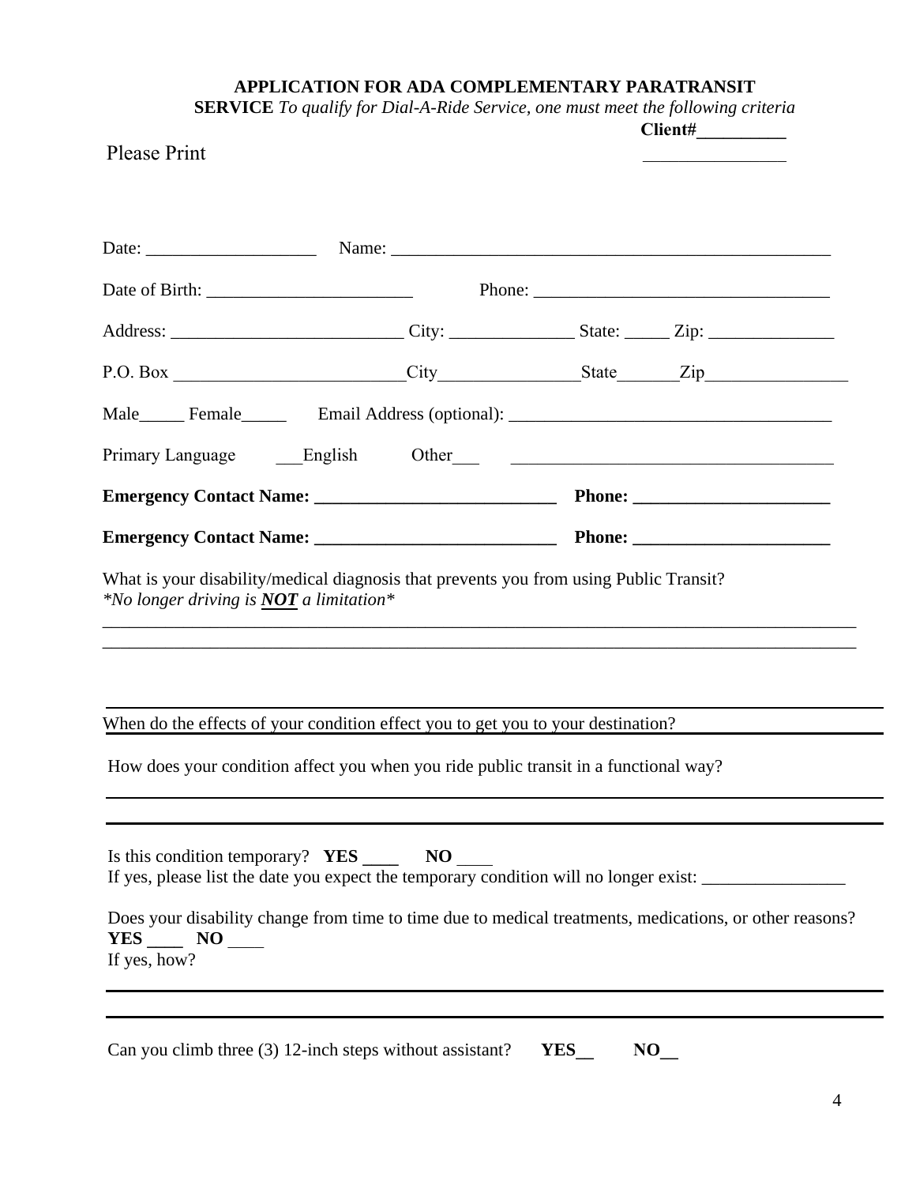**APPLICATION FOR ADA COMPLEMENTARY PARATRANSIT SERVICE** *To qualify for Dial-A-Ride Service, one must meet the following criteria*

**Client#__________**

Please Print

Date: ___________________ Name: ___________________________________________________

Date of Birth: ______________________ Phone: _________________________________

Address: _________________________ City: _____________ State: _____ Zip: ______________

P.O. Box _________________________City_______________State_______Zip________________

Male_____ Female_____ Email Address (optional): ___________________________________

Primary Language ___English Other___ ___________________________________

**Emergency Contact Name: ___________________________ Phone: ______________________**

**Emergency Contact Name: ___________________________ Phone: ______________________**

What is your disability/medical diagnosis that prevents you from using Public Transit?
*\*No longer driving is **NOT** a limitation\**

_______________________________________________________________________________________

_______________________________________________________________________________________

When do the effects of your condition effect you to get you to your destination?

How does your condition affect you when you ride public transit in a functional way?

_______________________________________________________________________________________

_______________________________________________________________________________________

Is this condition temporary? **YES ____ NO** ____
If yes, please list the date you expect the temporary condition will no longer exist: ________________

Does your disability change from time to time due to medical treatments, medications, or other reasons?
**YES ____ NO** ____
If yes, how?

_______________________________________________________________________________________

_______________________________________________________________________________________

Can you climb three (3) 12-inch steps without assistant? **YES__ NO__**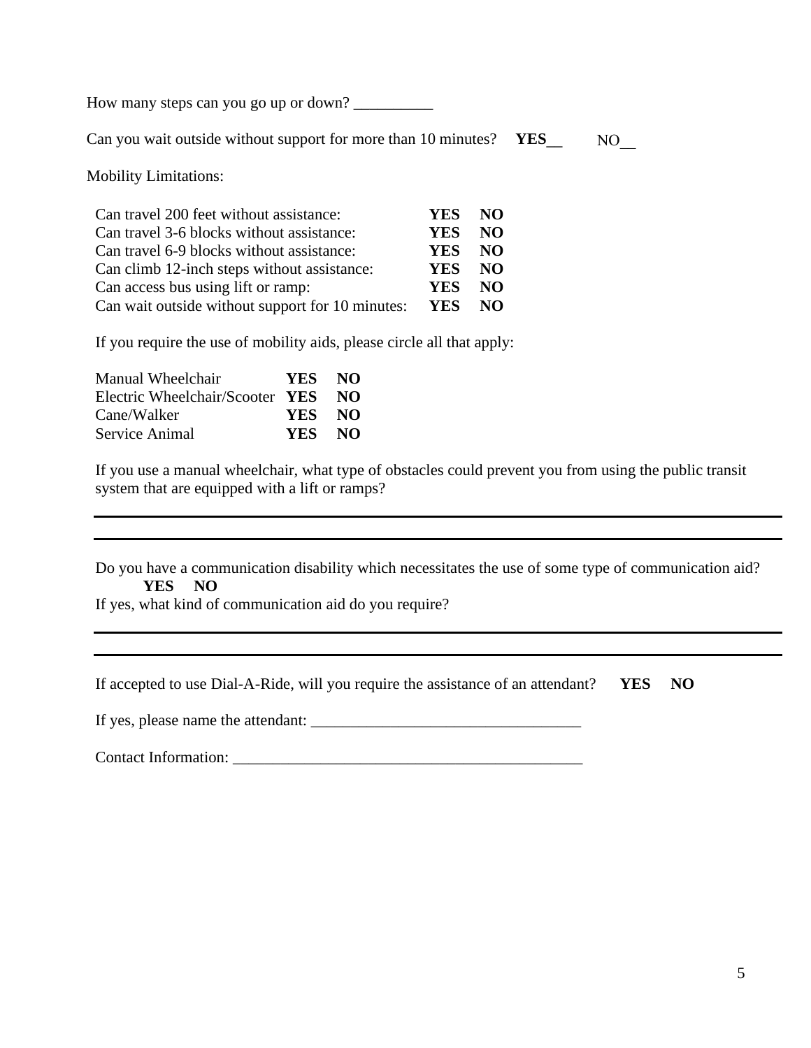How many steps can you go up or down? __________

Can you wait outside without support for more than 10 minutes? **YES__** NO__

Mobility Limitations:

| | | |
|---|---|---|
| Can travel 200 feet without assistance: | **YES** | **NO** |
| Can travel 3-6 blocks without assistance: | **YES** | **NO** |
| Can travel 6-9 blocks without assistance: | **YES** | **NO** |
| Can climb 12-inch steps without assistance: | **YES** | **NO** |
| Can access bus using lift or ramp: | **YES** | **NO** |
| Can wait outside without support for 10 minutes: | **YES** | **NO** |

If you require the use of mobility aids, please circle all that apply:

| | | |
|---|---|---|
| Manual Wheelchair | **YES** | **NO** |
| Electric Wheelchair/Scooter | **YES** | **NO** |
| Cane/Walker | **YES** | **NO** |
| Service Animal | **YES** | **NO** |

If you use a manual wheelchair, what type of obstacles could prevent you from using the public transit system that are equipped with a lift or ramps?

______________________________________________________________________________

______________________________________________________________________________

Do you have a communication disability which necessitates the use of some type of communication aid? **YES** **NO**

If yes, what kind of communication aid do you require?

______________________________________________________________________________

______________________________________________________________________________

If accepted to use Dial-A-Ride, will you require the assistance of an attendant? **YES** **NO**

If yes, please name the attendant: _________________________________

Contact Information: ____________________________________________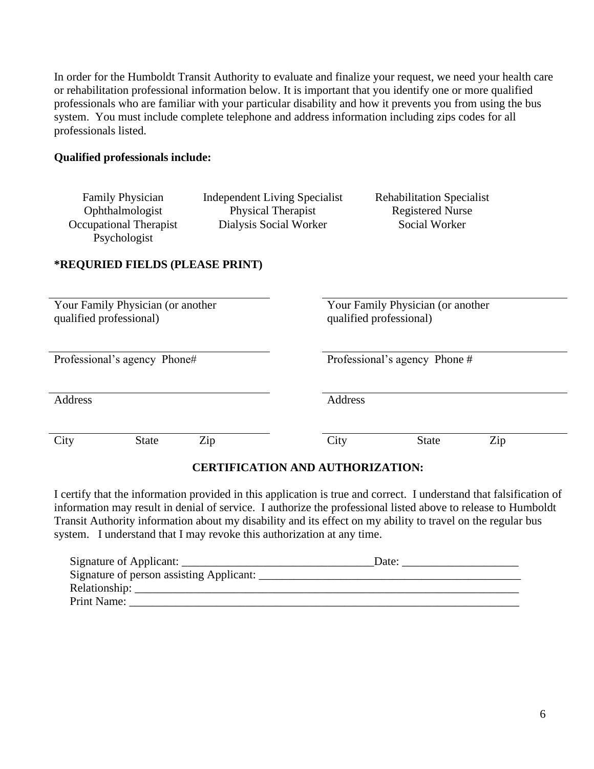In order for the Humboldt Transit Authority to evaluate and finalize your request, we need your health care or rehabilitation professional information below. It is important that you identify one or more qualified professionals who are familiar with your particular disability and how it prevents you from using the bus system. You must include complete telephone and address information including zips codes for all professionals listed.

**Qualified professionals include:**

| | | |
|---|---|---|
| Family Physician | Independent Living Specialist | Rehabilitation Specialist |
| Ophthalmologist | Physical Therapist | Registered Nurse |
| Occupational Therapist | Dialysis Social Worker | Social Worker |
| Psychologist | | |

**\*REQURIED FIELDS (PLEASE PRINT)**

| | |
|---|---|
| ______________________________ | ______________________________ |
| Your Family Physician (or another qualified professional) | Your Family Physician (or another qualified professional) |
| ______________________________ | ______________________________ |
| Professional's agency Phone# | Professional's agency Phone # |
| ______________________________ | ______________________________ |
| Address | Address |
| ______________________________ | ______________________________ |
| City State Zip | City State Zip |

**CERTIFICATION AND AUTHORIZATION:**

I certify that the information provided in this application is true and correct. I understand that falsification of information may result in denial of service. I authorize the professional listed above to release to Humboldt Transit Authority information about my disability and its effect on my ability to travel on the regular bus system. I understand that I may revoke this authorization at any time.

Signature of Applicant: ________________________________Date: ___________________
Signature of person assisting Applicant: ____________________________________________
Relationship: _________________________________________________________________
Print Name: __________________________________________________________________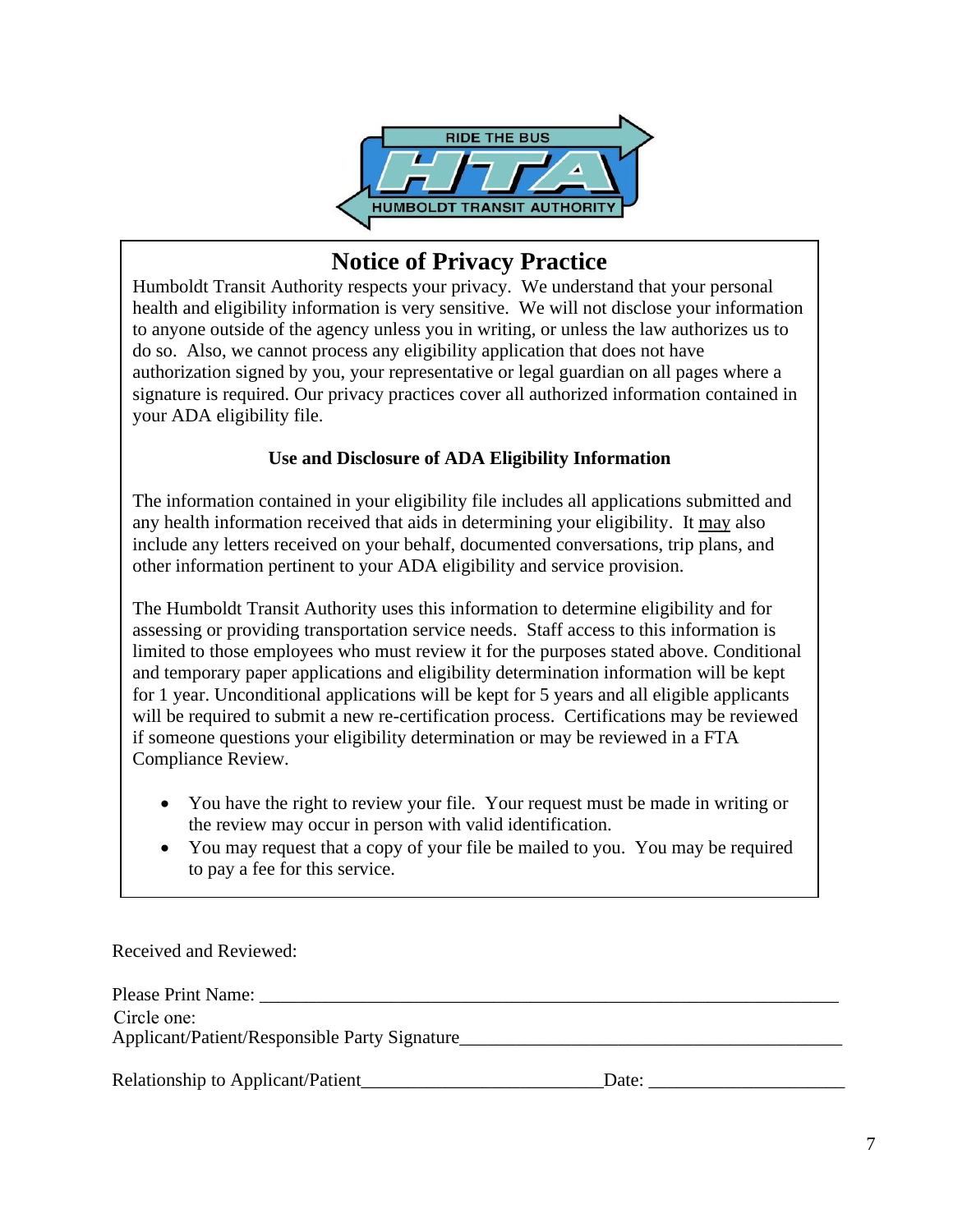RIDE THE BUS

HTA

HUMBOLDT TRANSIT AUTHORITY

# Notice of Privacy Practice

Humboldt Transit Authority respects your privacy. We understand that your personal health and eligibility information is very sensitive. We will not disclose your information to anyone outside of the agency unless you in writing, or unless the law authorizes us to do so. Also, we cannot process any eligibility application that does not have authorization signed by you, your representative or legal guardian on all pages where a signature is required. Our privacy practices cover all authorized information contained in your ADA eligibility file.

### Use and Disclosure of ADA Eligibility Information

The information contained in your eligibility file includes all applications submitted and any health information received that aids in determining your eligibility. It <u>may</u> also include any letters received on your behalf, documented conversations, trip plans, and other information pertinent to your ADA eligibility and service provision.

The Humboldt Transit Authority uses this information to determine eligibility and for assessing or providing transportation service needs. Staff access to this information is limited to those employees who must review it for the purposes stated above. Conditional and temporary paper applications and eligibility determination information will be kept for 1 year. Unconditional applications will be kept for 5 years and all eligible applicants will be required to submit a new re-certification process. Certifications may be reviewed if someone questions your eligibility determination or may be reviewed in a FTA Compliance Review.

- You have the right to review your file. Your request must be made in writing or the review may occur in person with valid identification.
- You may request that a copy of your file be mailed to you. You may be required to pay a fee for this service.

Received and Reviewed:

Please Print Name: ____________________________________________________________

Circle one:

Applicant/Patient/Responsible Party Signature_____________________________________

Relationship to Applicant/Patient________________________Date: ___________________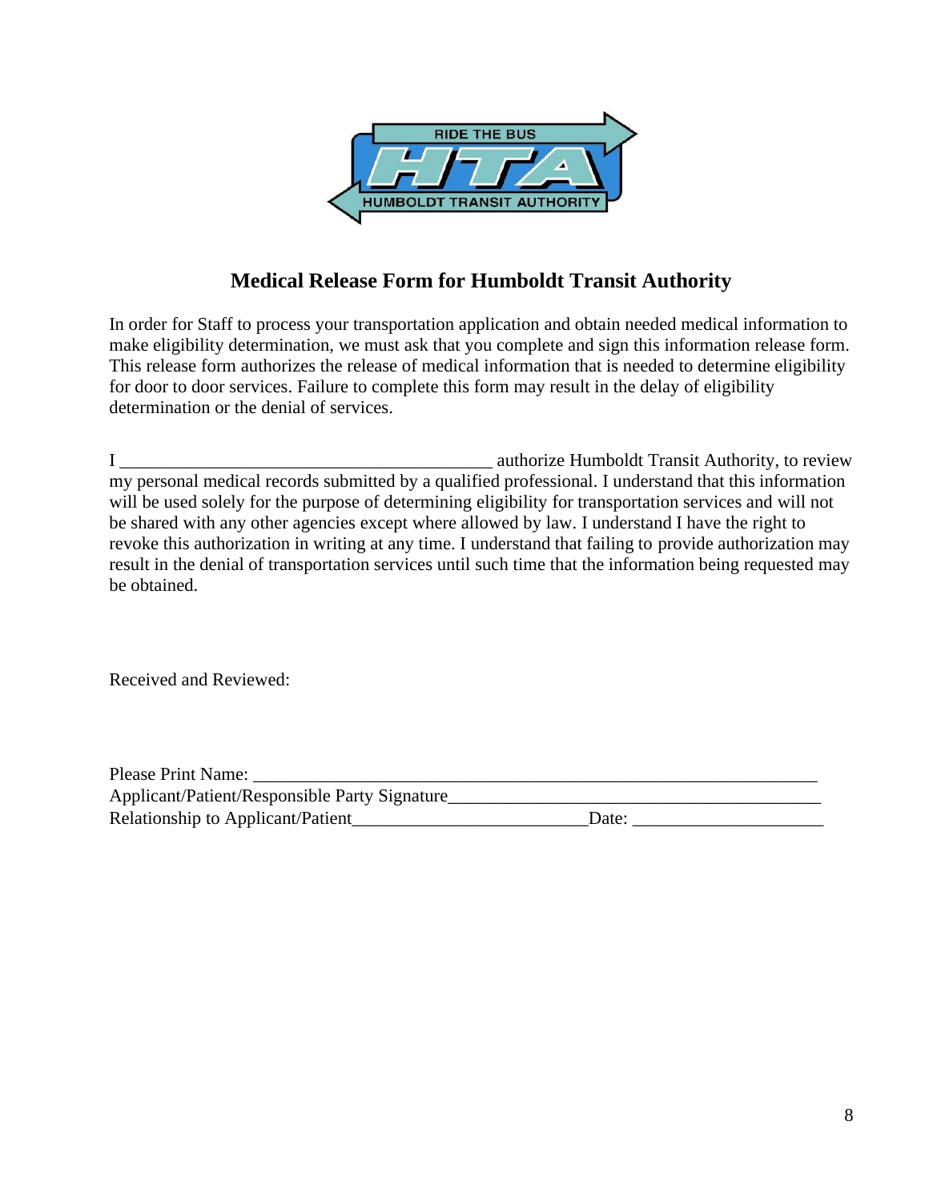## Medical Release Form for Humboldt Transit Authority

In order for Staff to process your transportation application and obtain needed medical information to make eligibility determination, we must ask that you complete and sign this information release form. This release form authorizes the release of medical information that is needed to determine eligibility for door to door services. Failure to complete this form may result in the delay of eligibility determination or the denial of services.

I _________________________________________ authorize Humboldt Transit Authority, to review my personal medical records submitted by a qualified professional. I understand that this information will be used solely for the purpose of determining eligibility for transportation services and will not be shared with any other agencies except where allowed by law. I understand I have the right to revoke this authorization in writing at any time. I understand that failing to provide authorization may result in the denial of transportation services until such time that the information being requested may be obtained.

Received and Reviewed:

Please Print Name: _________________________________________________________________

Applicant/Patient/Responsible Party Signature_________________________________________

Relationship to Applicant/Patient__________________________Date: _____________________